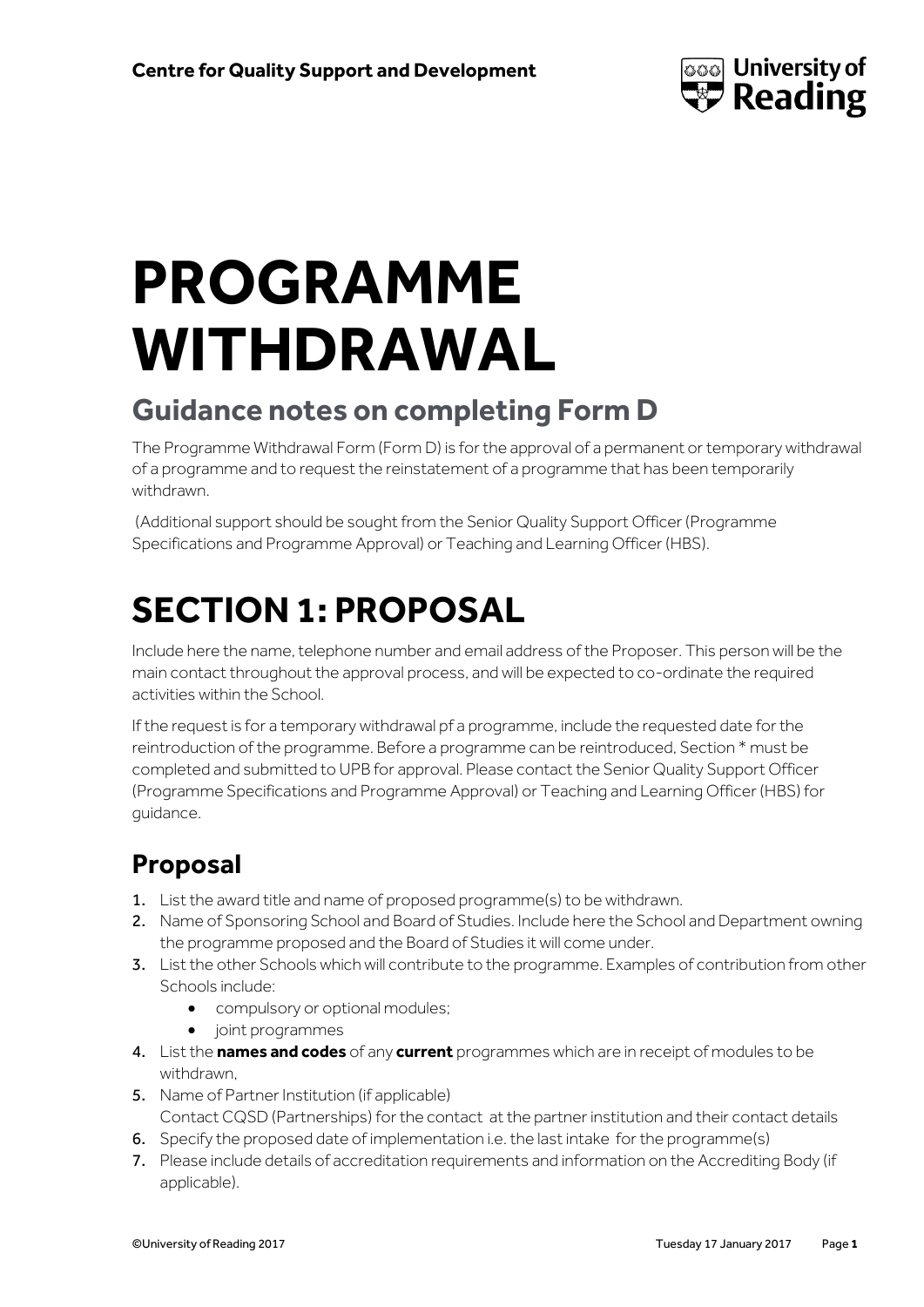Centre for Quality Support and Development

# PROGRAMME WITHDRAWAL

## Guidance notes on completing Form D

The Programme Withdrawal Form (Form D) is for the approval of a permanent or temporary withdrawal of a programme and to request the reinstatement of a programme that has been temporarily withdrawn.

(Additional support should be sought from the Senior Quality Support Officer (Programme Specifications and Programme Approval) or Teaching and Learning Officer (HBS).

# SECTION 1: PROPOSAL

Include here the name, telephone number and email address of the Proposer. This person will be the main contact throughout the approval process, and will be expected to co-ordinate the required activities within the School.

If the request is for a temporary withdrawal pf a programme, include the requested date for the reintroduction of the programme. Before a programme can be reintroduced, Section * must be completed and submitted to UPB for approval. Please contact the Senior Quality Support Officer (Programme Specifications and Programme Approval) or Teaching and Learning Officer (HBS) for guidance.

## Proposal

1. List the award title and name of proposed programme(s) to be withdrawn.
2. Name of Sponsoring School and Board of Studies. Include here the School and Department owning the programme proposed and the Board of Studies it will come under.
3. List the other Schools which will contribute to the programme. Examples of contribution from other Schools include:
   - compulsory or optional modules;
   - joint programmes
4. List the **names and codes** of any **current** programmes which are in receipt of modules to be withdrawn,
5. Name of Partner Institution (if applicable)
   Contact CQSD (Partnerships) for the contact at the partner institution and their contact details
6. Specify the proposed date of implementation i.e. the last intake for the programme(s)
7. Please include details of accreditation requirements and information on the Accrediting Body (if applicable).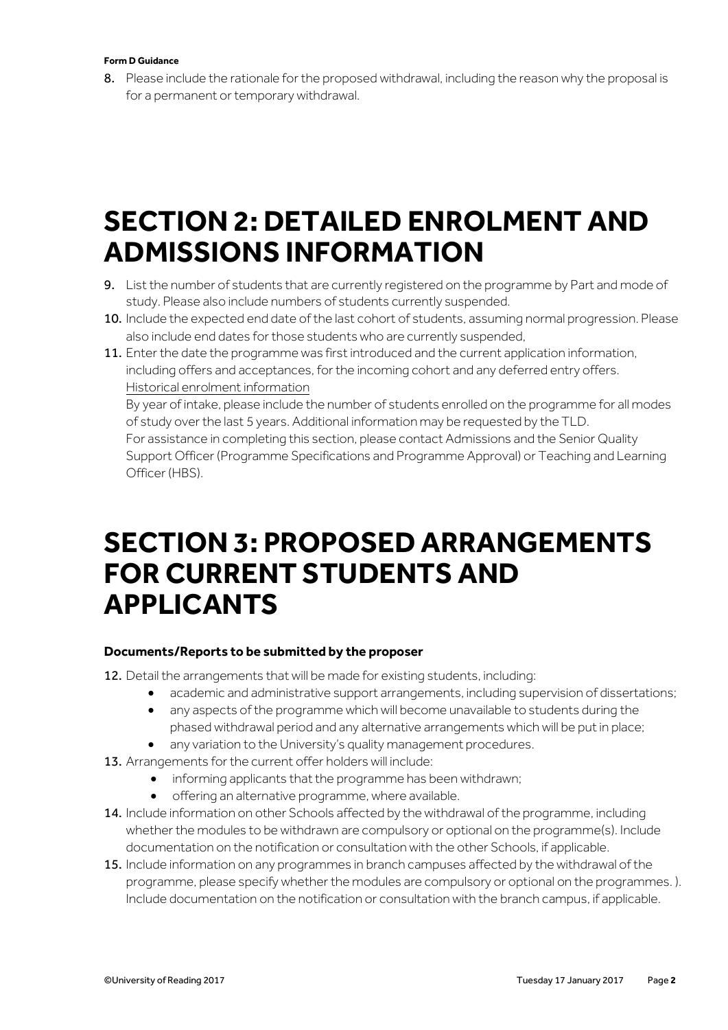8. Please include the rationale for the proposed withdrawal, including the reason why the proposal is for a permanent or temporary withdrawal.

# SECTION 2: DETAILED ENROLMENT AND ADMISSIONS INFORMATION

9. List the number of students that are currently registered on the programme by Part and mode of study. Please also include numbers of students currently suspended.
10. Include the expected end date of the last cohort of students, assuming normal progression. Please also include end dates for those students who are currently suspended,
11. Enter the date the programme was first introduced and the current application information, including offers and acceptances, for the incoming cohort and any deferred entry offers.
    Historical enrolment information
    By year of intake, please include the number of students enrolled on the programme for all modes of study over the last 5 years. Additional information may be requested by the TLD.
    For assistance in completing this section, please contact Admissions and the Senior Quality Support Officer (Programme Specifications and Programme Approval) or Teaching and Learning Officer (HBS).

# SECTION 3: PROPOSED ARRANGEMENTS FOR CURRENT STUDENTS AND APPLICANTS

**Documents/Reports to be submitted by the proposer**

12. Detail the arrangements that will be made for existing students, including:
    - academic and administrative support arrangements, including supervision of dissertations;
    - any aspects of the programme which will become unavailable to students during the phased withdrawal period and any alternative arrangements which will be put in place;
    - any variation to the University's quality management procedures.
13. Arrangements for the current offer holders will include:
    - informing applicants that the programme has been withdrawn;
    - offering an alternative programme, where available.
14. Include information on other Schools affected by the withdrawal of the programme, including whether the modules to be withdrawn are compulsory or optional on the programme(s). Include documentation on the notification or consultation with the other Schools, if applicable.
15. Include information on any programmes in branch campuses affected by the withdrawal of the programme, please specify whether the modules are compulsory or optional on the programmes. ). Include documentation on the notification or consultation with the branch campus, if applicable.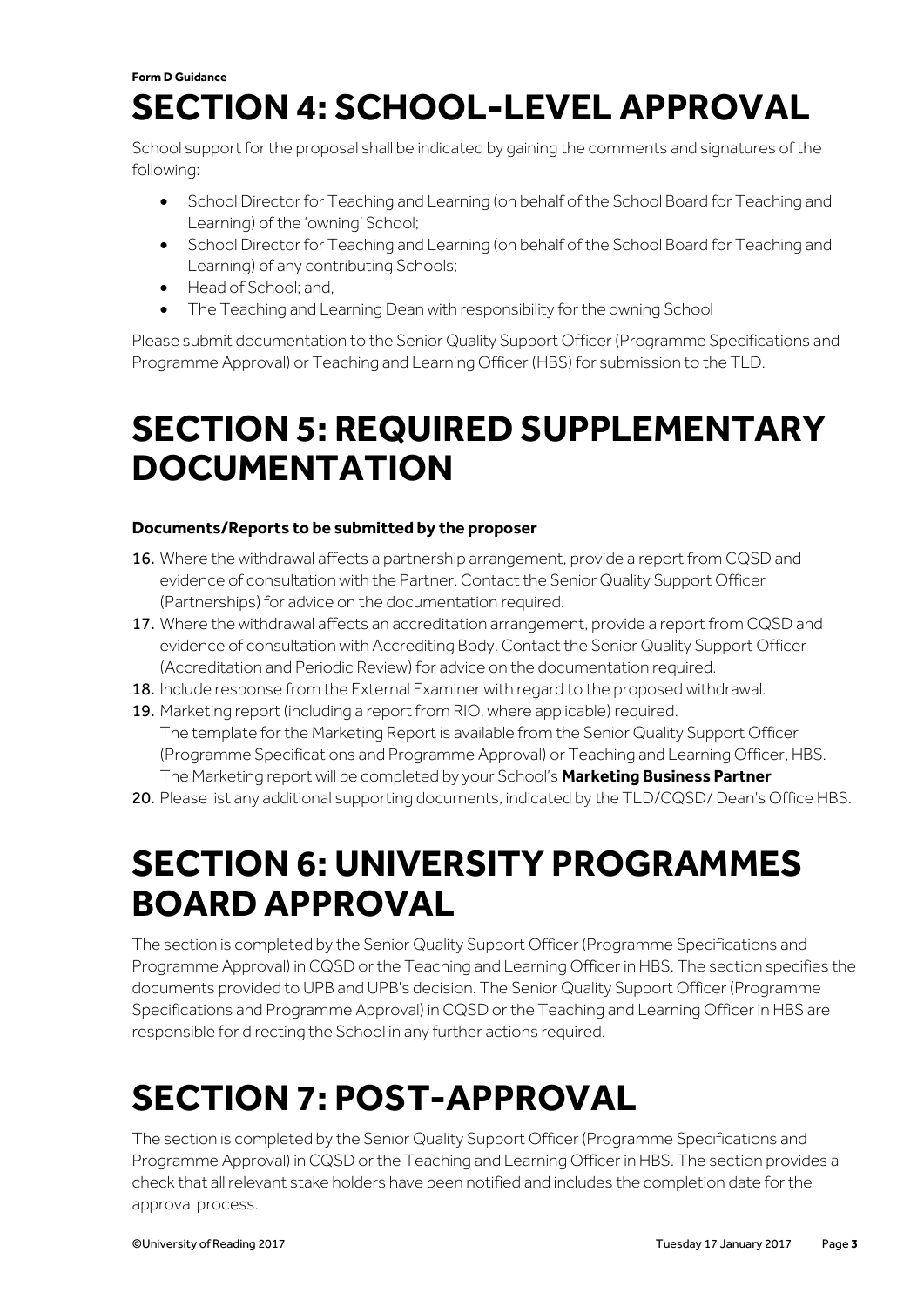**Form D Guidance**

# SECTION 4: SCHOOL-LEVEL APPROVAL

School support for the proposal shall be indicated by gaining the comments and signatures of the following:

- School Director for Teaching and Learning (on behalf of the School Board for Teaching and Learning) of the 'owning' School;
- School Director for Teaching and Learning (on behalf of the School Board for Teaching and Learning) of any contributing Schools;
- Head of School; and,
- The Teaching and Learning Dean with responsibility for the owning School

Please submit documentation to the Senior Quality Support Officer (Programme Specifications and Programme Approval) or Teaching and Learning Officer (HBS) for submission to the TLD.

# SECTION 5: REQUIRED SUPPLEMENTARY DOCUMENTATION

**Documents/Reports to be submitted by the proposer**

16. Where the withdrawal affects a partnership arrangement, provide a report from CQSD and evidence of consultation with the Partner. Contact the Senior Quality Support Officer (Partnerships) for advice on the documentation required.
17. Where the withdrawal affects an accreditation arrangement, provide a report from CQSD and evidence of consultation with Accrediting Body. Contact the Senior Quality Support Officer (Accreditation and Periodic Review) for advice on the documentation required.
18. Include response from the External Examiner with regard to the proposed withdrawal.
19. Marketing report (including a report from RIO, where applicable) required.
    The template for the Marketing Report is available from the Senior Quality Support Officer (Programme Specifications and Programme Approval) or Teaching and Learning Officer, HBS.
    The Marketing report will be completed by your School's **Marketing Business Partner**
20. Please list any additional supporting documents, indicated by the TLD/CQSD/ Dean's Office HBS.

# SECTION 6: UNIVERSITY PROGRAMMES BOARD APPROVAL

The section is completed by the Senior Quality Support Officer (Programme Specifications and Programme Approval) in CQSD or the Teaching and Learning Officer in HBS. The section specifies the documents provided to UPB and UPB's decision. The Senior Quality Support Officer (Programme Specifications and Programme Approval) in CQSD or the Teaching and Learning Officer in HBS are responsible for directing the School in any further actions required.

# SECTION 7: POST-APPROVAL

The section is completed by the Senior Quality Support Officer (Programme Specifications and Programme Approval) in CQSD or the Teaching and Learning Officer in HBS. The section provides a check that all relevant stake holders have been notified and includes the completion date for the approval process.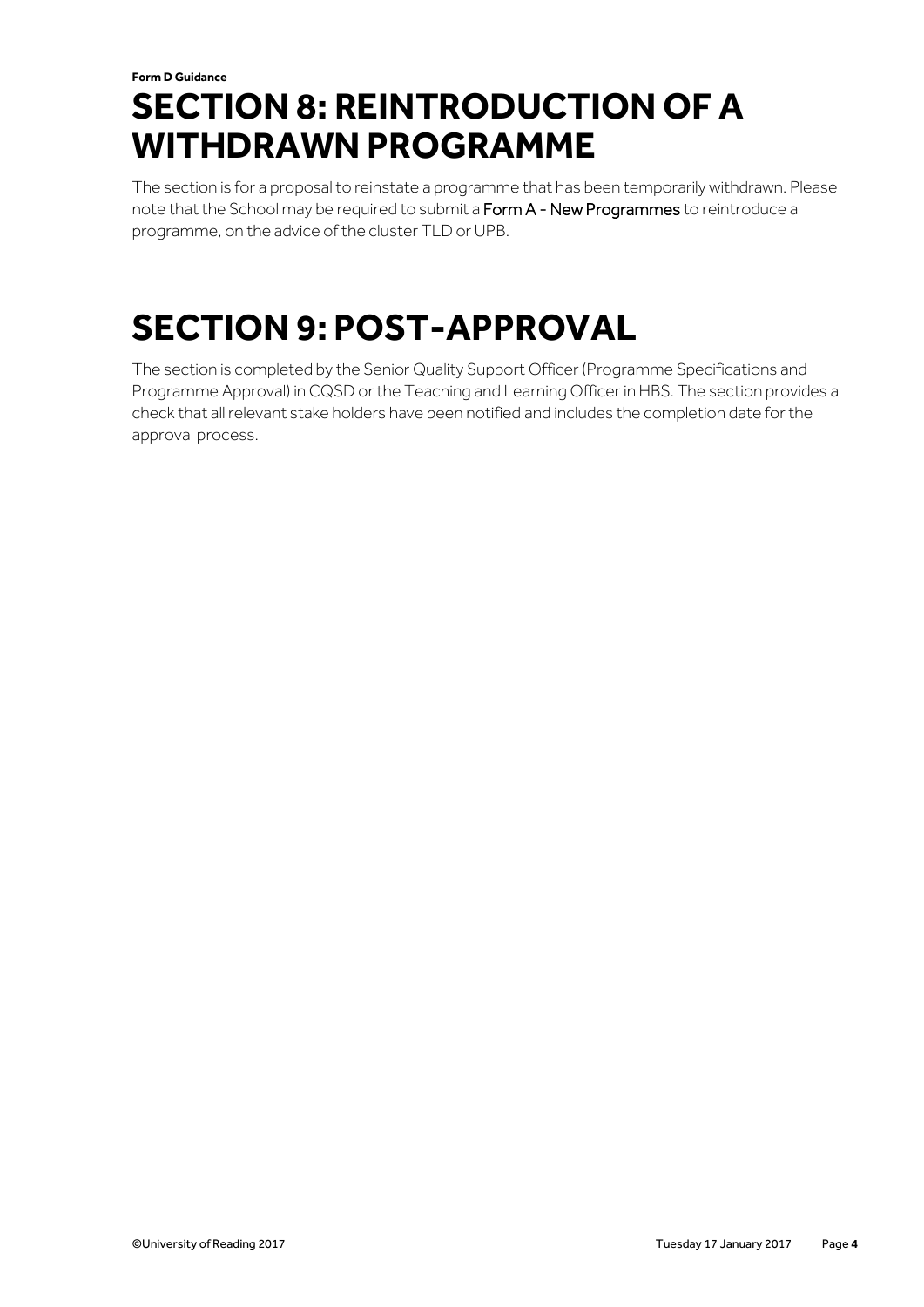# SECTION 8: REINTRODUCTION OF A WITHDRAWN PROGRAMME

The section is for a proposal to reinstate a programme that has been temporarily withdrawn. Please note that the School may be required to submit a **Form A - New Programmes** to reintroduce a programme, on the advice of the cluster TLD or UPB.

# SECTION 9: POST-APPROVAL

The section is completed by the Senior Quality Support Officer (Programme Specifications and Programme Approval) in CQSD or the Teaching and Learning Officer in HBS. The section provides a check that all relevant stake holders have been notified and includes the completion date for the approval process.